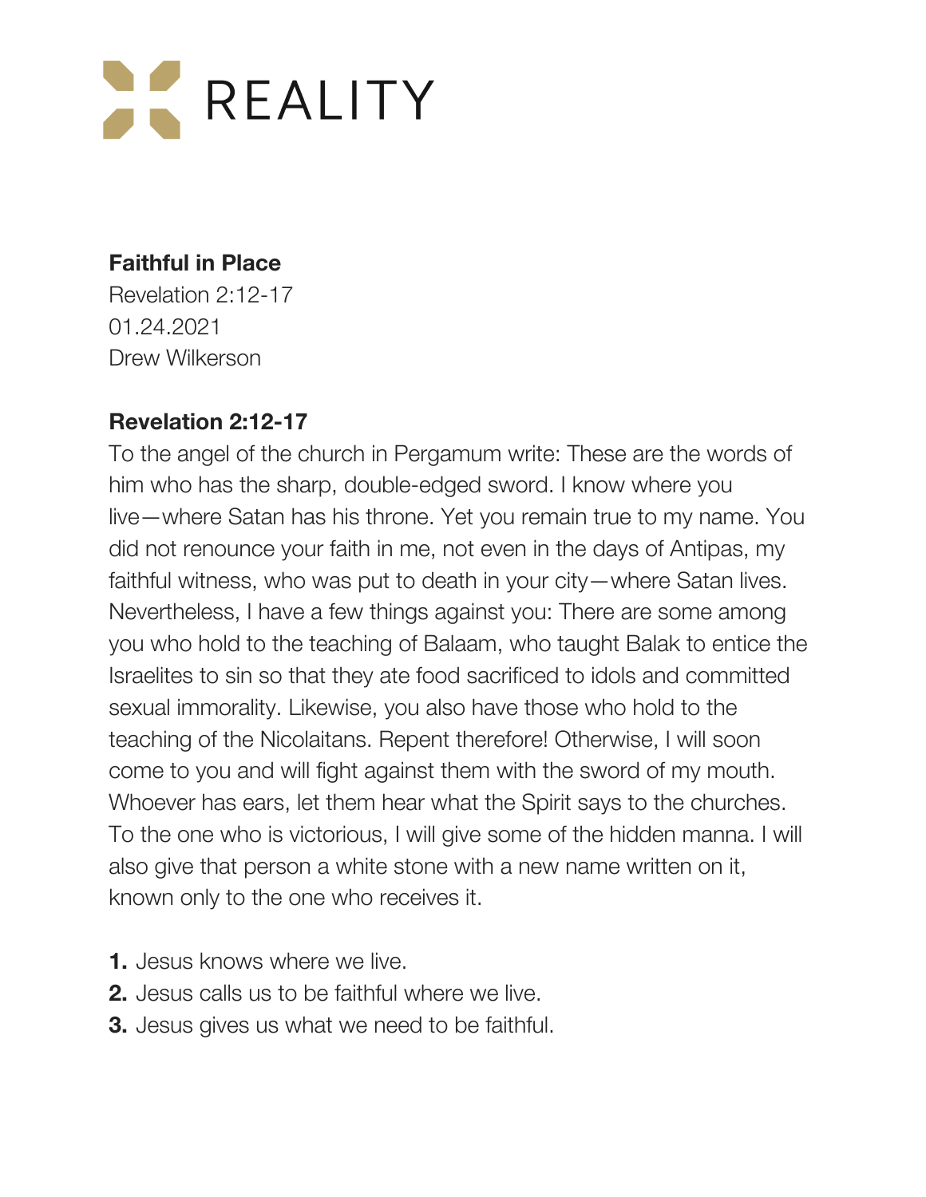# REALITY

**Faithful in Place**
Revelation 2:12-17
01.24.2021
Drew Wilkerson

**Revelation 2:12-17**
To the angel of the church in Pergamum write: These are the words of him who has the sharp, double-edged sword. I know where you live—where Satan has his throne. Yet you remain true to my name. You did not renounce your faith in me, not even in the days of Antipas, my faithful witness, who was put to death in your city—where Satan lives. Nevertheless, I have a few things against you: There are some among you who hold to the teaching of Balaam, who taught Balak to entice the Israelites to sin so that they ate food sacrificed to idols and committed sexual immorality. Likewise, you also have those who hold to the teaching of the Nicolaitans. Repent therefore! Otherwise, I will soon come to you and will fight against them with the sword of my mouth. Whoever has ears, let them hear what the Spirit says to the churches. To the one who is victorious, I will give some of the hidden manna. I will also give that person a white stone with a new name written on it, known only to the one who receives it.

1. Jesus knows where we live.
2. Jesus calls us to be faithful where we live.
3. Jesus gives us what we need to be faithful.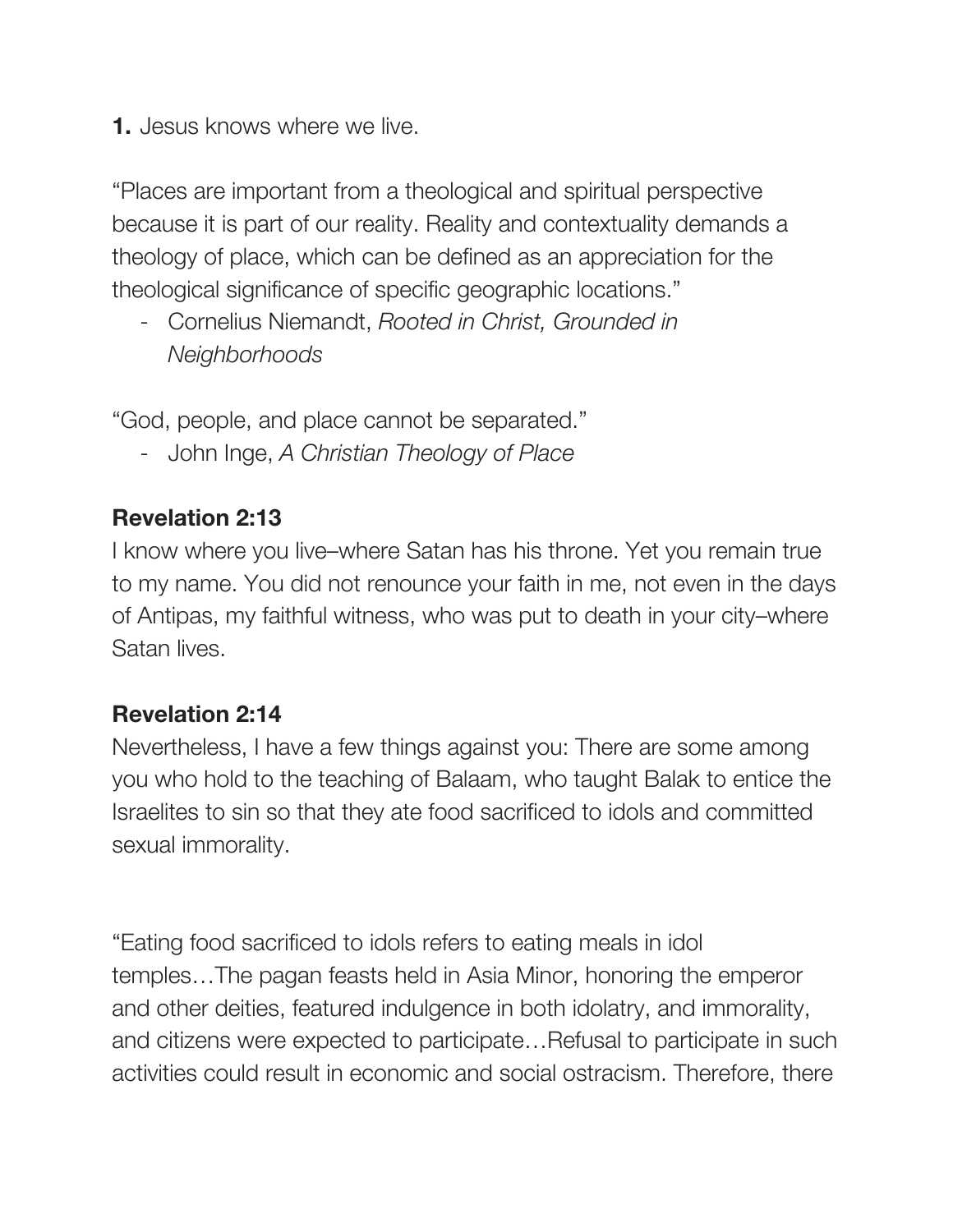**1.** Jesus knows where we live.

"Places are important from a theological and spiritual perspective because it is part of our reality. Reality and contextuality demands a theology of place, which can be defined as an appreciation for the theological significance of specific geographic locations."

- Cornelius Niemandt, *Rooted in Christ, Grounded in Neighborhoods*

"God, people, and place cannot be separated."

- John Inge, *A Christian Theology of Place*

**Revelation 2:13**
I know where you live–where Satan has his throne. Yet you remain true to my name. You did not renounce your faith in me, not even in the days of Antipas, my faithful witness, who was put to death in your city–where Satan lives.

**Revelation 2:14**
Nevertheless, I have a few things against you: There are some among you who hold to the teaching of Balaam, who taught Balak to entice the Israelites to sin so that they ate food sacrificed to idols and committed sexual immorality.

"Eating food sacrificed to idols refers to eating meals in idol temples…The pagan feasts held in Asia Minor, honoring the emperor and other deities, featured indulgence in both idolatry, and immorality, and citizens were expected to participate…Refusal to participate in such activities could result in economic and social ostracism. Therefore, there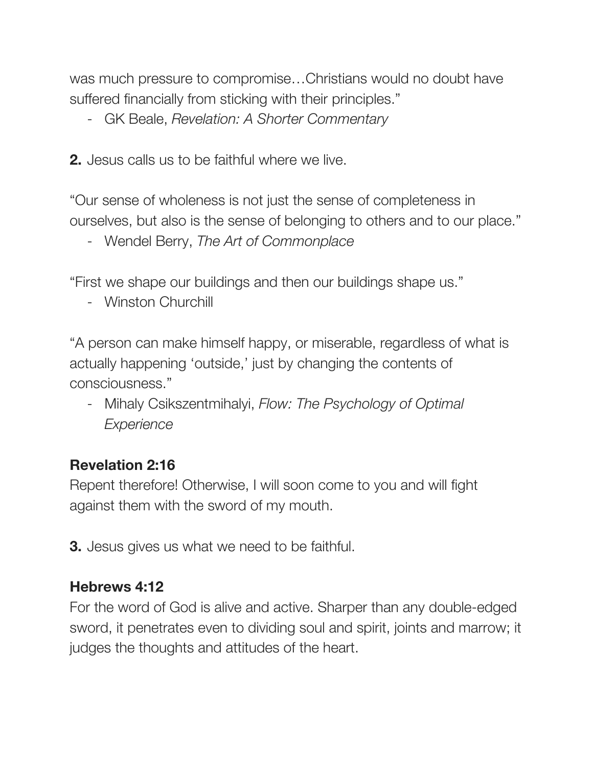was much pressure to compromise…Christians would no doubt have suffered financially from sticking with their principles."

- GK Beale, *Revelation: A Shorter Commentary*

**2.** Jesus calls us to be faithful where we live.

"Our sense of wholeness is not just the sense of completeness in ourselves, but also is the sense of belonging to others and to our place."

- Wendel Berry, *The Art of Commonplace*

"First we shape our buildings and then our buildings shape us."

- Winston Churchill

"A person can make himself happy, or miserable, regardless of what is actually happening 'outside,' just by changing the contents of consciousness."

- Mihaly Csikszentmihalyi, *Flow: The Psychology of Optimal Experience*

**Revelation 2:16**
Repent therefore! Otherwise, I will soon come to you and will fight against them with the sword of my mouth.

**3.** Jesus gives us what we need to be faithful.

**Hebrews 4:12**
For the word of God is alive and active. Sharper than any double-edged sword, it penetrates even to dividing soul and spirit, joints and marrow; it judges the thoughts and attitudes of the heart.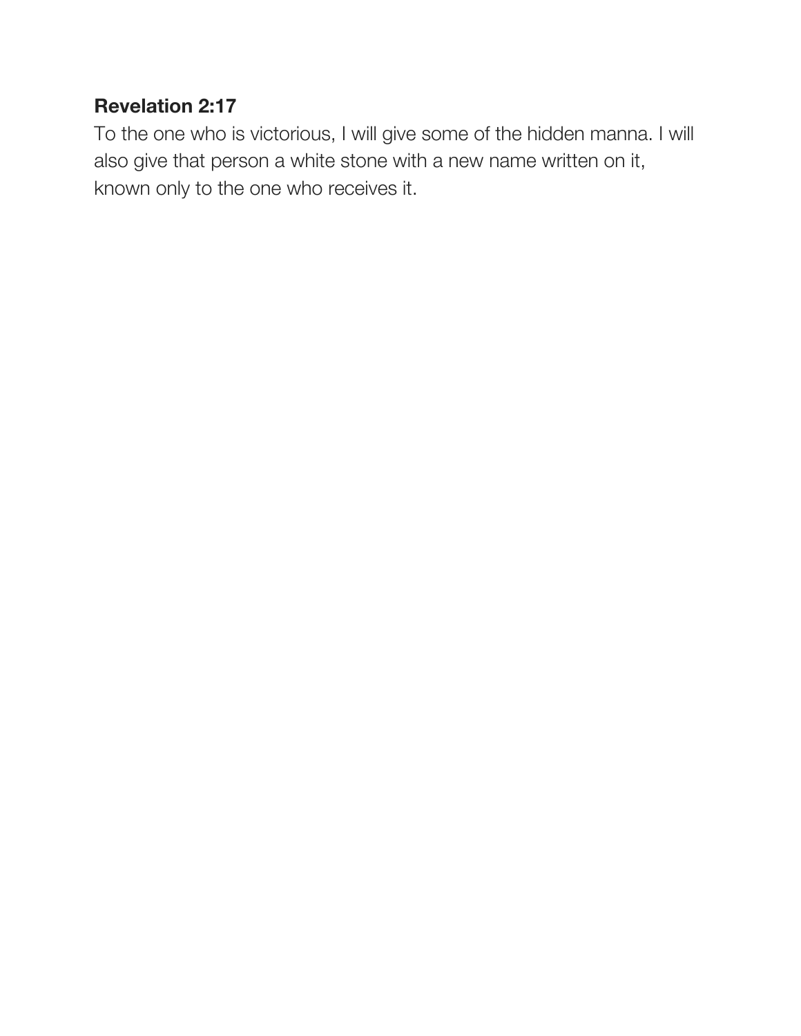**Revelation 2:17**

To the one who is victorious, I will give some of the hidden manna. I will also give that person a white stone with a new name written on it, known only to the one who receives it.